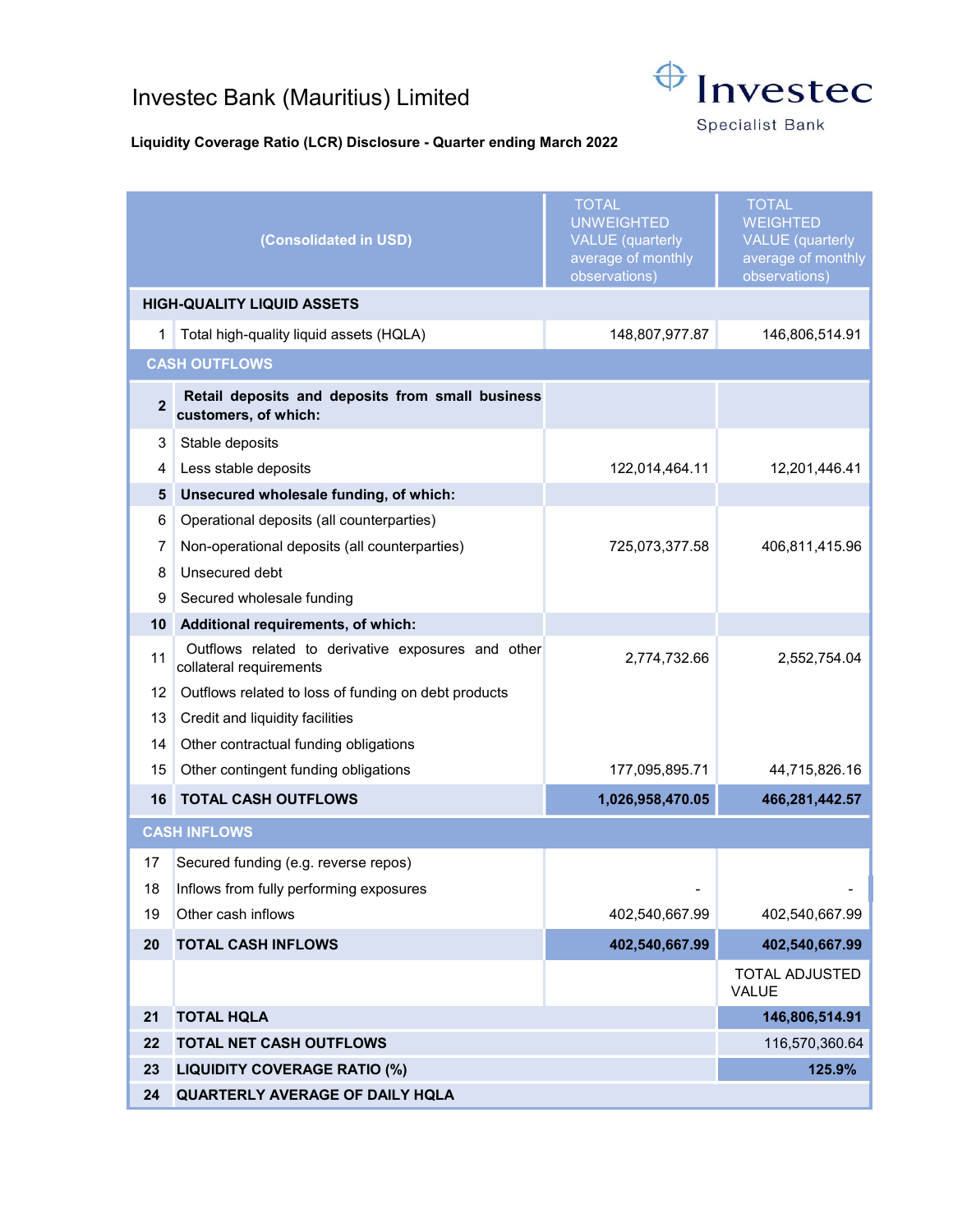# Investec Bank (Mauritius) Limited

Investec Specialist Bank

**Liquidity Coverage Ratio (LCR) Disclosure - Quarter ending March 2022**

| | (Consolidated in USD) | TOTAL UNWEIGHTED VALUE (quarterly average of monthly observations) | TOTAL WEIGHTED VALUE (quarterly average of monthly observations) |
|---|---|---|---|
| | **HIGH-QUALITY LIQUID ASSETS** | | |
| 1 | Total high-quality liquid assets (HQLA) | 148,807,977.87 | 146,806,514.91 |
| | **CASH OUTFLOWS** | | |
| **2** | **Retail deposits and deposits from small business customers, of which:** | | |
| 3 | Stable deposits | | |
| 4 | Less stable deposits | 122,014,464.11 | 12,201,446.41 |
| **5** | **Unsecured wholesale funding, of which:** | | |
| 6 | Operational deposits (all counterparties) | | |
| 7 | Non-operational deposits (all counterparties) | 725,073,377.58 | 406,811,415.96 |
| 8 | Unsecured debt | | |
| 9 | Secured wholesale funding | | |
| **10** | **Additional requirements, of which:** | | |
| 11 | Outflows related to derivative exposures and other collateral requirements | 2,774,732.66 | 2,552,754.04 |
| 12 | Outflows related to loss of funding on debt products | | |
| 13 | Credit and liquidity facilities | | |
| 14 | Other contractual funding obligations | | |
| 15 | Other contingent funding obligations | 177,095,895.71 | 44,715,826.16 |
| **16** | **TOTAL CASH OUTFLOWS** | **1,026,958,470.05** | **466,281,442.57** |
| | **CASH INFLOWS** | | |
| 17 | Secured funding (e.g. reverse repos) | | |
| 18 | Inflows from fully performing exposures | - | - |
| 19 | Other cash inflows | 402,540,667.99 | 402,540,667.99 |
| **20** | **TOTAL CASH INFLOWS** | **402,540,667.99** | **402,540,667.99** |
| | | | TOTAL ADJUSTED VALUE |
| **21** | **TOTAL HQLA** | | **146,806,514.91** |
| **22** | **TOTAL NET CASH OUTFLOWS** | | 116,570,360.64 |
| **23** | **LIQUIDITY COVERAGE RATIO (%)** | | **125.9%** |
| **24** | **QUARTERLY AVERAGE OF DAILY HQLA** | | |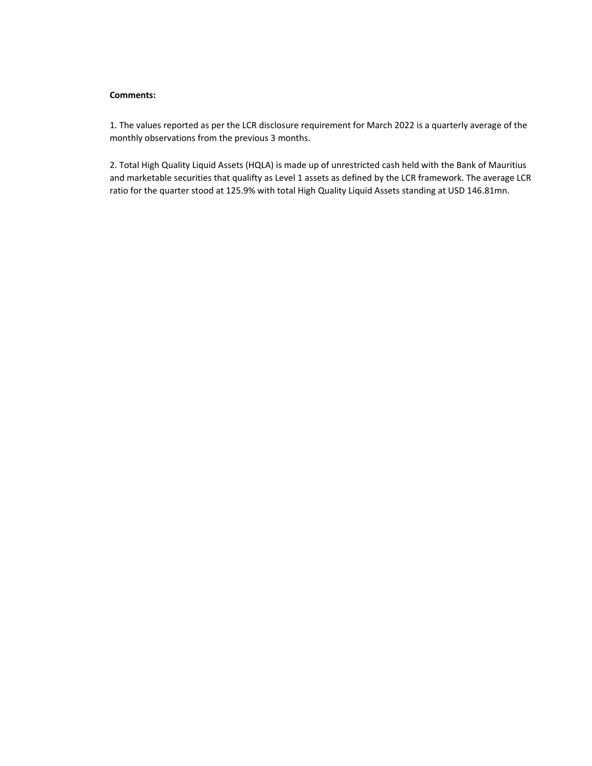**Comments:**

1. The values reported as per the LCR disclosure requirement for March 2022 is a quarterly average of the monthly observations from the previous 3 months.

2. Total High Quality Liquid Assets (HQLA) is made up of unrestricted cash held with the Bank of Mauritius and marketable securities that qualifty as Level 1 assets as defined by the LCR framework. The average LCR ratio for the quarter stood at 125.9% with total High Quality Liquid Assets standing at USD 146.81mn.